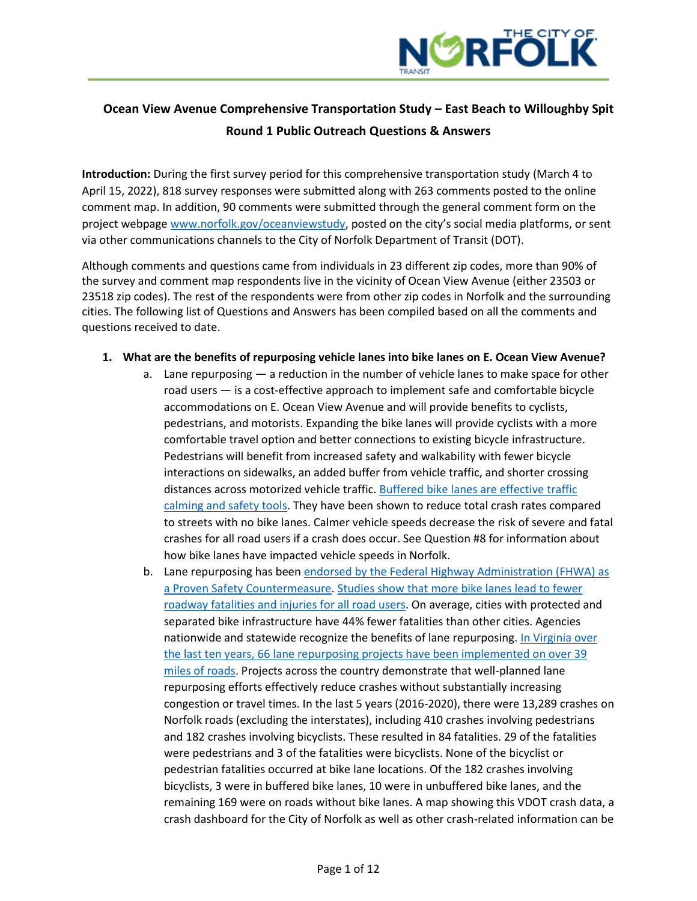**Ocean View Avenue Comprehensive Transportation Study – East Beach to Willoughby Spit**

**Round 1 Public Outreach Questions & Answers**

**Introduction:** During the first survey period for this comprehensive transportation study (March 4 to April 15, 2022), 818 survey responses were submitted along with 263 comments posted to the online comment map. In addition, 90 comments were submitted through the general comment form on the project webpage www.norfolk.gov/oceanviewstudy, posted on the city's social media platforms, or sent via other communications channels to the City of Norfolk Department of Transit (DOT).

Although comments and questions came from individuals in 23 different zip codes, more than 90% of the survey and comment map respondents live in the vicinity of Ocean View Avenue (either 23503 or 23518 zip codes). The rest of the respondents were from other zip codes in Norfolk and the surrounding cities. The following list of Questions and Answers has been compiled based on all the comments and questions received to date.

1. **What are the benefits of repurposing vehicle lanes into bike lanes on E. Ocean View Avenue?**
   a. Lane repurposing — a reduction in the number of vehicle lanes to make space for other road users — is a cost-effective approach to implement safe and comfortable bicycle accommodations on E. Ocean View Avenue and will provide benefits to cyclists, pedestrians, and motorists. Expanding the bike lanes will provide cyclists with a more comfortable travel option and better connections to existing bicycle infrastructure. Pedestrians will benefit from increased safety and walkability with fewer bicycle interactions on sidewalks, an added buffer from vehicle traffic, and shorter crossing distances across motorized vehicle traffic. Buffered bike lanes are effective traffic calming and safety tools. They have been shown to reduce total crash rates compared to streets with no bike lanes. Calmer vehicle speeds decrease the risk of severe and fatal crashes for all road users if a crash does occur. See Question #8 for information about how bike lanes have impacted vehicle speeds in Norfolk.
   b. Lane repurposing has been endorsed by the Federal Highway Administration (FHWA) as a Proven Safety Countermeasure. Studies show that more bike lanes lead to fewer roadway fatalities and injuries for all road users. On average, cities with protected and separated bike infrastructure have 44% fewer fatalities than other cities. Agencies nationwide and statewide recognize the benefits of lane repurposing. In Virginia over the last ten years, 66 lane repurposing projects have been implemented on over 39 miles of roads. Projects across the country demonstrate that well-planned lane repurposing efforts effectively reduce crashes without substantially increasing congestion or travel times. In the last 5 years (2016-2020), there were 13,289 crashes on Norfolk roads (excluding the interstates), including 410 crashes involving pedestrians and 182 crashes involving bicyclists. These resulted in 84 fatalities. 29 of the fatalities were pedestrians and 3 of the fatalities were bicyclists. None of the bicyclist or pedestrian fatalities occurred at bike lane locations. Of the 182 crashes involving bicyclists, 3 were in buffered bike lanes, 10 were in unbuffered bike lanes, and the remaining 169 were on roads without bike lanes. A map showing this VDOT crash data, a crash dashboard for the City of Norfolk as well as other crash-related information can be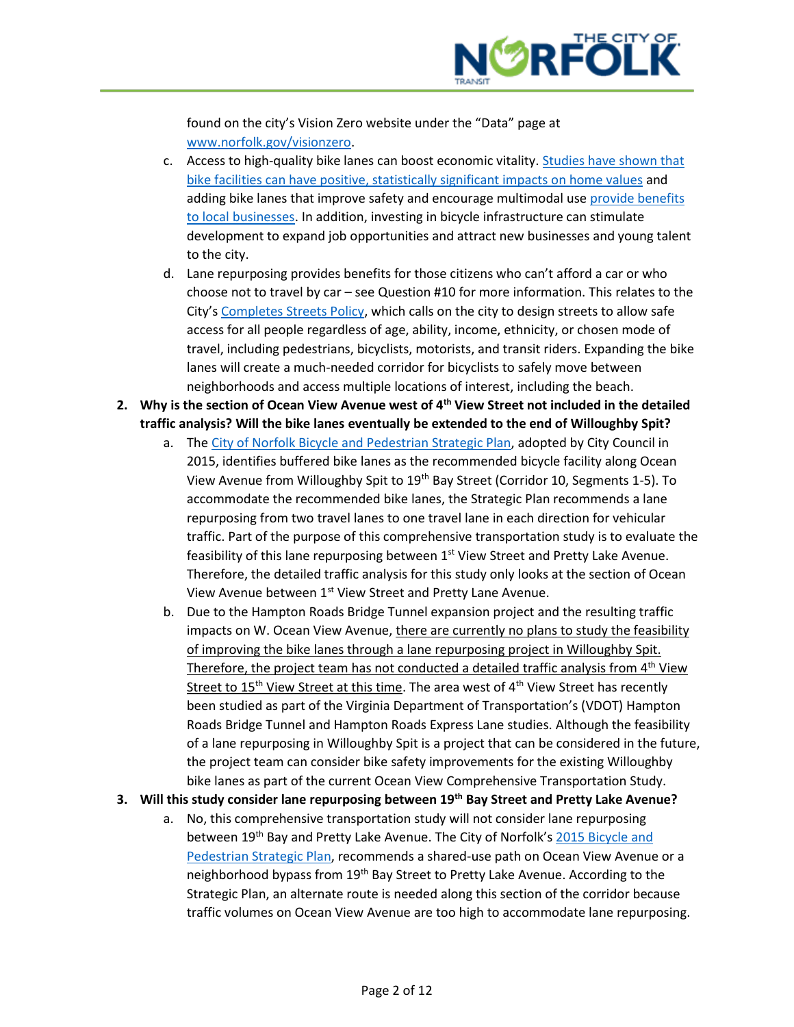found on the city's Vision Zero website under the "Data" page at www.norfolk.gov/visionzero.

c. Access to high-quality bike lanes can boost economic vitality. Studies have shown that bike facilities can have positive, statistically significant impacts on home values and adding bike lanes that improve safety and encourage multimodal use provide benefits to local businesses. In addition, investing in bicycle infrastructure can stimulate development to expand job opportunities and attract new businesses and young talent to the city.

d. Lane repurposing provides benefits for those citizens who can't afford a car or who choose not to travel by car – see Question #10 for more information. This relates to the City's Completes Streets Policy, which calls on the city to design streets to allow safe access for all people regardless of age, ability, income, ethnicity, or chosen mode of travel, including pedestrians, bicyclists, motorists, and transit riders. Expanding the bike lanes will create a much-needed corridor for bicyclists to safely move between neighborhoods and access multiple locations of interest, including the beach.

**2. Why is the section of Ocean View Avenue west of 4th View Street not included in the detailed traffic analysis? Will the bike lanes eventually be extended to the end of Willoughby Spit?**

a. The City of Norfolk Bicycle and Pedestrian Strategic Plan, adopted by City Council in 2015, identifies buffered bike lanes as the recommended bicycle facility along Ocean View Avenue from Willoughby Spit to 19th Bay Street (Corridor 10, Segments 1-5). To accommodate the recommended bike lanes, the Strategic Plan recommends a lane repurposing from two travel lanes to one travel lane in each direction for vehicular traffic. Part of the purpose of this comprehensive transportation study is to evaluate the feasibility of this lane repurposing between 1st View Street and Pretty Lake Avenue. Therefore, the detailed traffic analysis for this study only looks at the section of Ocean View Avenue between 1st View Street and Pretty Lane Avenue.

b. Due to the Hampton Roads Bridge Tunnel expansion project and the resulting traffic impacts on W. Ocean View Avenue, there are currently no plans to study the feasibility of improving the bike lanes through a lane repurposing project in Willoughby Spit. Therefore, the project team has not conducted a detailed traffic analysis from 4th View Street to 15th View Street at this time. The area west of 4th View Street has recently been studied as part of the Virginia Department of Transportation's (VDOT) Hampton Roads Bridge Tunnel and Hampton Roads Express Lane studies. Although the feasibility of a lane repurposing in Willoughby Spit is a project that can be considered in the future, the project team can consider bike safety improvements for the existing Willoughby bike lanes as part of the current Ocean View Comprehensive Transportation Study.

**3. Will this study consider lane repurposing between 19th Bay Street and Pretty Lake Avenue?**

a. No, this comprehensive transportation study will not consider lane repurposing between 19th Bay and Pretty Lake Avenue. The City of Norfolk's 2015 Bicycle and Pedestrian Strategic Plan, recommends a shared-use path on Ocean View Avenue or a neighborhood bypass from 19th Bay Street to Pretty Lake Avenue. According to the Strategic Plan, an alternate route is needed along this section of the corridor because traffic volumes on Ocean View Avenue are too high to accommodate lane repurposing.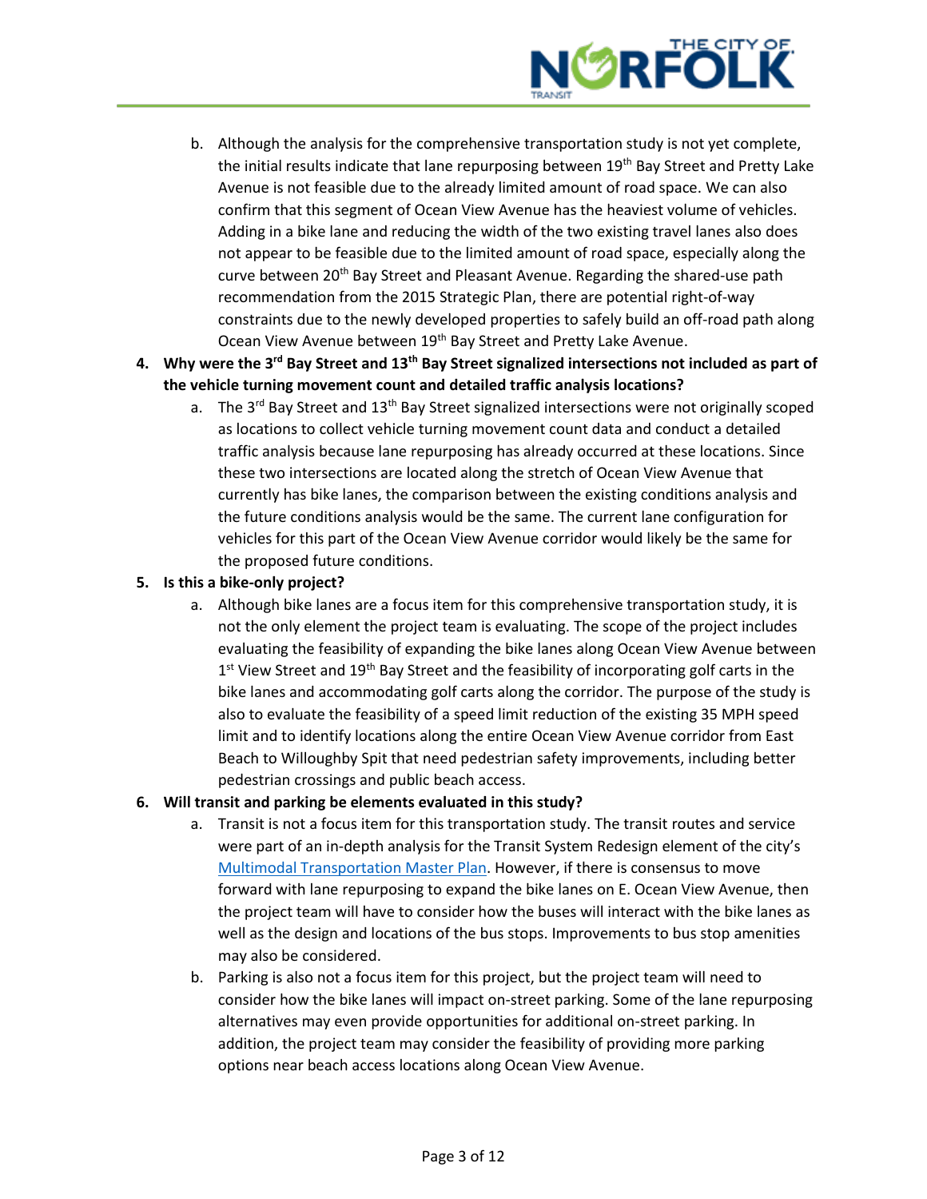b. Although the analysis for the comprehensive transportation study is not yet complete, the initial results indicate that lane repurposing between 19th Bay Street and Pretty Lake Avenue is not feasible due to the already limited amount of road space. We can also confirm that this segment of Ocean View Avenue has the heaviest volume of vehicles. Adding in a bike lane and reducing the width of the two existing travel lanes also does not appear to be feasible due to the limited amount of road space, especially along the curve between 20th Bay Street and Pleasant Avenue. Regarding the shared-use path recommendation from the 2015 Strategic Plan, there are potential right-of-way constraints due to the newly developed properties to safely build an off-road path along Ocean View Avenue between 19th Bay Street and Pretty Lake Avenue.

4. **Why were the 3rd Bay Street and 13th Bay Street signalized intersections not included as part of the vehicle turning movement count and detailed traffic analysis locations?**
   a. The 3rd Bay Street and 13th Bay Street signalized intersections were not originally scoped as locations to collect vehicle turning movement count data and conduct a detailed traffic analysis because lane repurposing has already occurred at these locations. Since these two intersections are located along the stretch of Ocean View Avenue that currently has bike lanes, the comparison between the existing conditions analysis and the future conditions analysis would be the same. The current lane configuration for vehicles for this part of the Ocean View Avenue corridor would likely be the same for the proposed future conditions.

5. **Is this a bike-only project?**
   a. Although bike lanes are a focus item for this comprehensive transportation study, it is not the only element the project team is evaluating. The scope of the project includes evaluating the feasibility of expanding the bike lanes along Ocean View Avenue between 1st View Street and 19th Bay Street and the feasibility of incorporating golf carts in the bike lanes and accommodating golf carts along the corridor. The purpose of the study is also to evaluate the feasibility of a speed limit reduction of the existing 35 MPH speed limit and to identify locations along the entire Ocean View Avenue corridor from East Beach to Willoughby Spit that need pedestrian safety improvements, including better pedestrian crossings and public beach access.

6. **Will transit and parking be elements evaluated in this study?**
   a. Transit is not a focus item for this transportation study. The transit routes and service were part of an in-depth analysis for the Transit System Redesign element of the city's Multimodal Transportation Master Plan. However, if there is consensus to move forward with lane repurposing to expand the bike lanes on E. Ocean View Avenue, then the project team will have to consider how the buses will interact with the bike lanes as well as the design and locations of the bus stops. Improvements to bus stop amenities may also be considered.
   b. Parking is also not a focus item for this project, but the project team will need to consider how the bike lanes will impact on-street parking. Some of the lane repurposing alternatives may even provide opportunities for additional on-street parking. In addition, the project team may consider the feasibility of providing more parking options near beach access locations along Ocean View Avenue.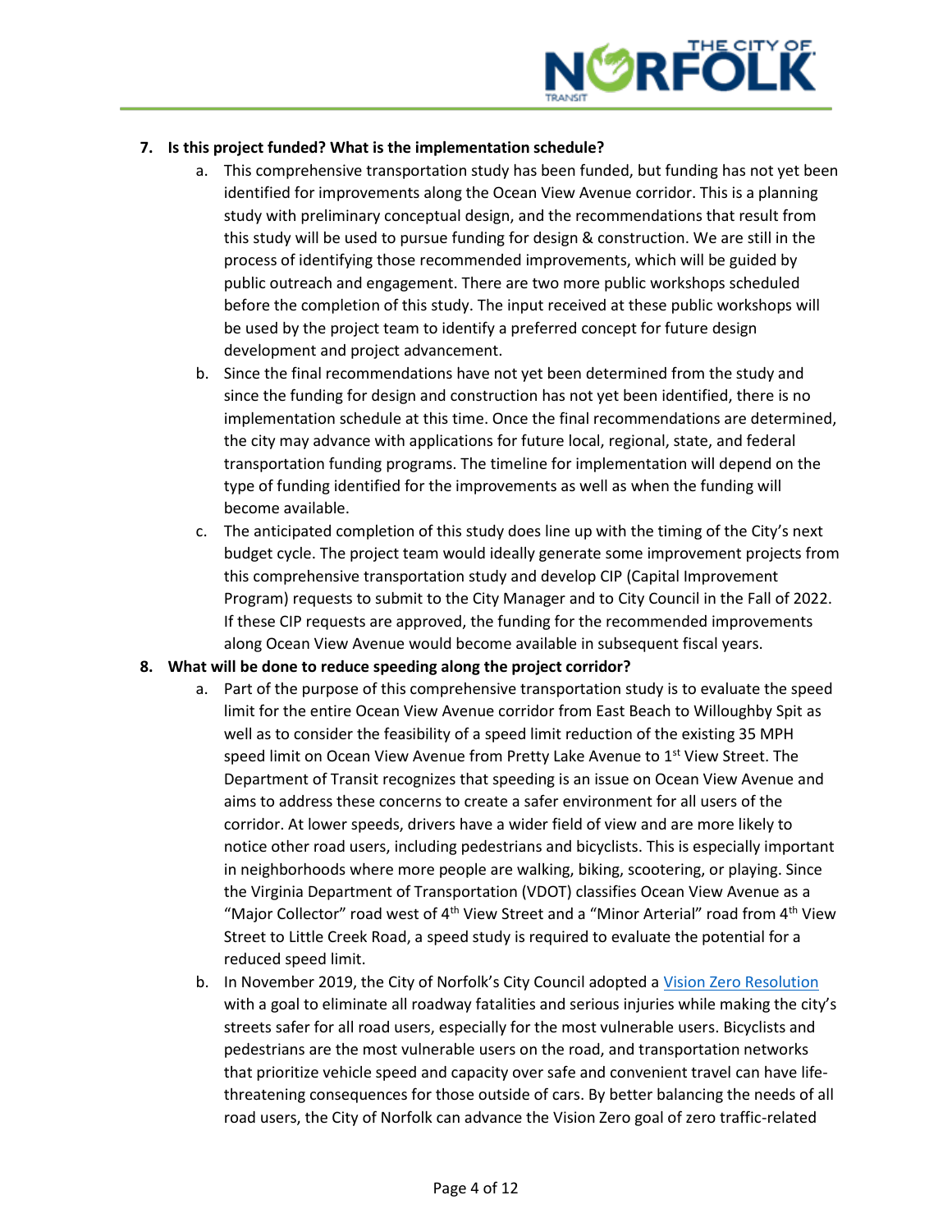7. **Is this project funded? What is the implementation schedule?**
    a. This comprehensive transportation study has been funded, but funding has not yet been identified for improvements along the Ocean View Avenue corridor. This is a planning study with preliminary conceptual design, and the recommendations that result from this study will be used to pursue funding for design & construction. We are still in the process of identifying those recommended improvements, which will be guided by public outreach and engagement. There are two more public workshops scheduled before the completion of this study. The input received at these public workshops will be used by the project team to identify a preferred concept for future design development and project advancement.
    b. Since the final recommendations have not yet been determined from the study and since the funding for design and construction has not yet been identified, there is no implementation schedule at this time. Once the final recommendations are determined, the city may advance with applications for future local, regional, state, and federal transportation funding programs. The timeline for implementation will depend on the type of funding identified for the improvements as well as when the funding will become available.
    c. The anticipated completion of this study does line up with the timing of the City's next budget cycle. The project team would ideally generate some improvement projects from this comprehensive transportation study and develop CIP (Capital Improvement Program) requests to submit to the City Manager and to City Council in the Fall of 2022. If these CIP requests are approved, the funding for the recommended improvements along Ocean View Avenue would become available in subsequent fiscal years.
8. **What will be done to reduce speeding along the project corridor?**
    a. Part of the purpose of this comprehensive transportation study is to evaluate the speed limit for the entire Ocean View Avenue corridor from East Beach to Willoughby Spit as well as to consider the feasibility of a speed limit reduction of the existing 35 MPH speed limit on Ocean View Avenue from Pretty Lake Avenue to 1st View Street. The Department of Transit recognizes that speeding is an issue on Ocean View Avenue and aims to address these concerns to create a safer environment for all users of the corridor. At lower speeds, drivers have a wider field of view and are more likely to notice other road users, including pedestrians and bicyclists. This is especially important in neighborhoods where more people are walking, biking, scootering, or playing. Since the Virginia Department of Transportation (VDOT) classifies Ocean View Avenue as a "Major Collector" road west of 4th View Street and a "Minor Arterial" road from 4th View Street to Little Creek Road, a speed study is required to evaluate the potential for a reduced speed limit.
    b. In November 2019, the City of Norfolk's City Council adopted a Vision Zero Resolution with a goal to eliminate all roadway fatalities and serious injuries while making the city's streets safer for all road users, especially for the most vulnerable users. Bicyclists and pedestrians are the most vulnerable users on the road, and transportation networks that prioritize vehicle speed and capacity over safe and convenient travel can have life-threatening consequences for those outside of cars. By better balancing the needs of all road users, the City of Norfolk can advance the Vision Zero goal of zero traffic-related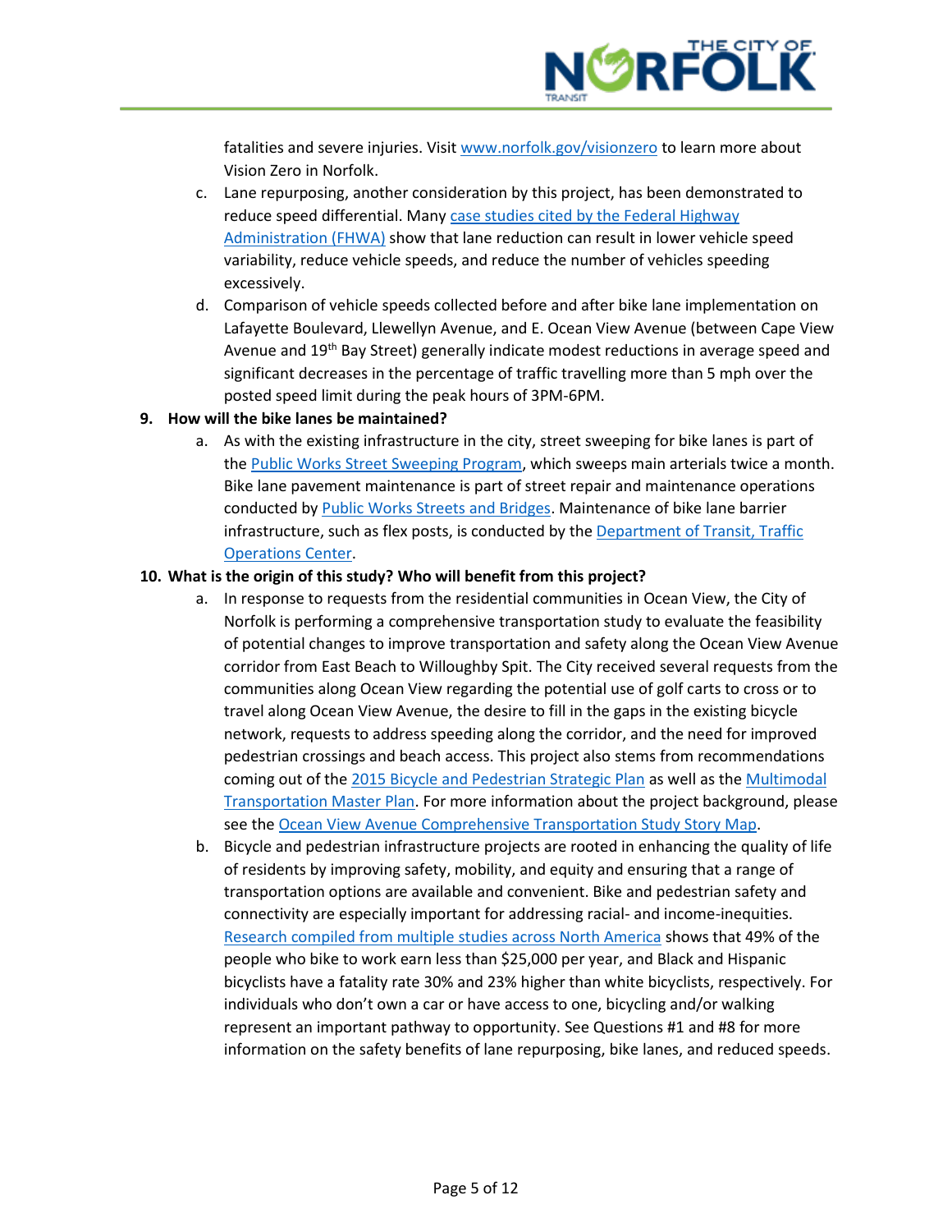fatalities and severe injuries. Visit [www.norfolk.gov/visionzero](www.norfolk.gov/visionzero) to learn more about Vision Zero in Norfolk.

c. Lane repurposing, another consideration by this project, has been demonstrated to reduce speed differential. Many case studies cited by the Federal Highway Administration (FHWA) show that lane reduction can result in lower vehicle speed variability, reduce vehicle speeds, and reduce the number of vehicles speeding excessively.

d. Comparison of vehicle speeds collected before and after bike lane implementation on Lafayette Boulevard, Llewellyn Avenue, and E. Ocean View Avenue (between Cape View Avenue and 19th Bay Street) generally indicate modest reductions in average speed and significant decreases in the percentage of traffic travelling more than 5 mph over the posted speed limit during the peak hours of 3PM-6PM.

**9. How will the bike lanes be maintained?**

a. As with the existing infrastructure in the city, street sweeping for bike lanes is part of the Public Works Street Sweeping Program, which sweeps main arterials twice a month. Bike lane pavement maintenance is part of street repair and maintenance operations conducted by Public Works Streets and Bridges. Maintenance of bike lane barrier infrastructure, such as flex posts, is conducted by the Department of Transit, Traffic Operations Center.

**10. What is the origin of this study? Who will benefit from this project?**

a. In response to requests from the residential communities in Ocean View, the City of Norfolk is performing a comprehensive transportation study to evaluate the feasibility of potential changes to improve transportation and safety along the Ocean View Avenue corridor from East Beach to Willoughby Spit. The City received several requests from the communities along Ocean View regarding the potential use of golf carts to cross or to travel along Ocean View Avenue, the desire to fill in the gaps in the existing bicycle network, requests to address speeding along the corridor, and the need for improved pedestrian crossings and beach access. This project also stems from recommendations coming out of the 2015 Bicycle and Pedestrian Strategic Plan as well as the Multimodal Transportation Master Plan. For more information about the project background, please see the Ocean View Avenue Comprehensive Transportation Study Story Map.

b. Bicycle and pedestrian infrastructure projects are rooted in enhancing the quality of life of residents by improving safety, mobility, and equity and ensuring that a range of transportation options are available and convenient. Bike and pedestrian safety and connectivity are especially important for addressing racial- and income-inequities. Research compiled from multiple studies across North America shows that 49% of the people who bike to work earn less than $25,000 per year, and Black and Hispanic bicyclists have a fatality rate 30% and 23% higher than white bicyclists, respectively. For individuals who don't own a car or have access to one, bicycling and/or walking represent an important pathway to opportunity. See Questions #1 and #8 for more information on the safety benefits of lane repurposing, bike lanes, and reduced speeds.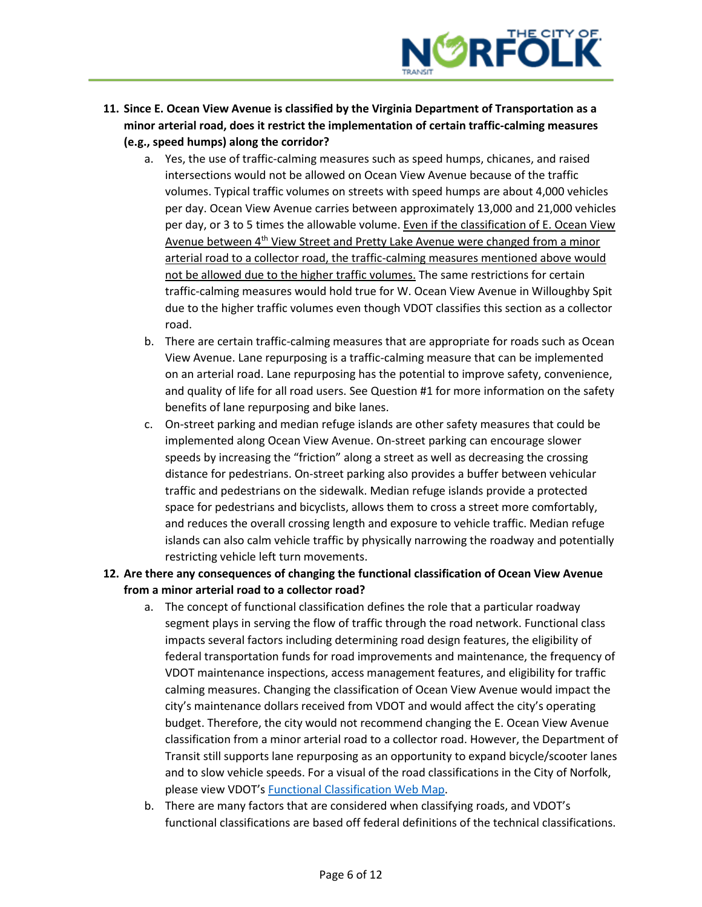11. **Since E. Ocean View Avenue is classified by the Virginia Department of Transportation as a minor arterial road, does it restrict the implementation of certain traffic-calming measures (e.g., speed humps) along the corridor?**
    a. Yes, the use of traffic-calming measures such as speed humps, chicanes, and raised intersections would not be allowed on Ocean View Avenue because of the traffic volumes. Typical traffic volumes on streets with speed humps are about 4,000 vehicles per day. Ocean View Avenue carries between approximately 13,000 and 21,000 vehicles per day, or 3 to 5 times the allowable volume. <u>Even if the classification of E. Ocean View Avenue between 4th View Street and Pretty Lake Avenue were changed from a minor arterial road to a collector road, the traffic-calming measures mentioned above would not be allowed due to the higher traffic volumes.</u> The same restrictions for certain traffic-calming measures would hold true for W. Ocean View Avenue in Willoughby Spit due to the higher traffic volumes even though VDOT classifies this section as a collector road.
    b. There are certain traffic-calming measures that are appropriate for roads such as Ocean View Avenue. Lane repurposing is a traffic-calming measure that can be implemented on an arterial road. Lane repurposing has the potential to improve safety, convenience, and quality of life for all road users. See Question #1 for more information on the safety benefits of lane repurposing and bike lanes.
    c. On-street parking and median refuge islands are other safety measures that could be implemented along Ocean View Avenue. On-street parking can encourage slower speeds by increasing the "friction" along a street as well as decreasing the crossing distance for pedestrians. On-street parking also provides a buffer between vehicular traffic and pedestrians on the sidewalk. Median refuge islands provide a protected space for pedestrians and bicyclists, allows them to cross a street more comfortably, and reduces the overall crossing length and exposure to vehicle traffic. Median refuge islands can also calm vehicle traffic by physically narrowing the roadway and potentially restricting vehicle left turn movements.
12. **Are there any consequences of changing the functional classification of Ocean View Avenue from a minor arterial road to a collector road?**
    a. The concept of functional classification defines the role that a particular roadway segment plays in serving the flow of traffic through the road network. Functional class impacts several factors including determining road design features, the eligibility of federal transportation funds for road improvements and maintenance, the frequency of VDOT maintenance inspections, access management features, and eligibility for traffic calming measures. Changing the classification of Ocean View Avenue would impact the city's maintenance dollars received from VDOT and would affect the city's operating budget. Therefore, the city would not recommend changing the E. Ocean View Avenue classification from a minor arterial road to a collector road. However, the Department of Transit still supports lane repurposing as an opportunity to expand bicycle/scooter lanes and to slow vehicle speeds. For a visual of the road classifications in the City of Norfolk, please view VDOT's Functional Classification Web Map.
    b. There are many factors that are considered when classifying roads, and VDOT's functional classifications are based off federal definitions of the technical classifications.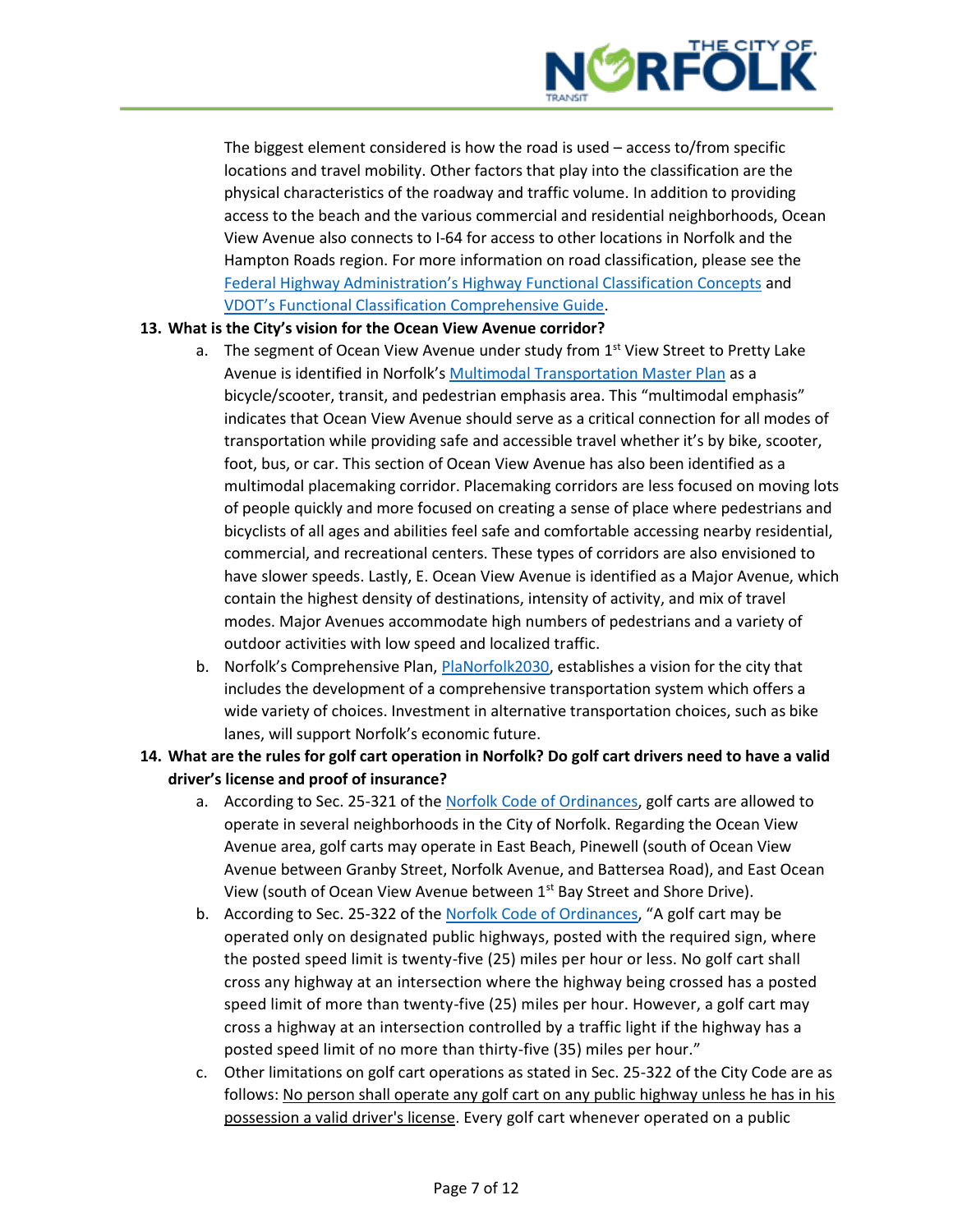The biggest element considered is how the road is used – access to/from specific locations and travel mobility. Other factors that play into the classification are the physical characteristics of the roadway and traffic volume. In addition to providing access to the beach and the various commercial and residential neighborhoods, Ocean View Avenue also connects to I-64 for access to other locations in Norfolk and the Hampton Roads region. For more information on road classification, please see the Federal Highway Administration's Highway Functional Classification Concepts and VDOT's Functional Classification Comprehensive Guide.

13. **What is the City's vision for the Ocean View Avenue corridor?**
    a. The segment of Ocean View Avenue under study from 1st View Street to Pretty Lake Avenue is identified in Norfolk's Multimodal Transportation Master Plan as a bicycle/scooter, transit, and pedestrian emphasis area. This "multimodal emphasis" indicates that Ocean View Avenue should serve as a critical connection for all modes of transportation while providing safe and accessible travel whether it's by bike, scooter, foot, bus, or car. This section of Ocean View Avenue has also been identified as a multimodal placemaking corridor. Placemaking corridors are less focused on moving lots of people quickly and more focused on creating a sense of place where pedestrians and bicyclists of all ages and abilities feel safe and comfortable accessing nearby residential, commercial, and recreational centers. These types of corridors are also envisioned to have slower speeds. Lastly, E. Ocean View Avenue is identified as a Major Avenue, which contain the highest density of destinations, intensity of activity, and mix of travel modes. Major Avenues accommodate high numbers of pedestrians and a variety of outdoor activities with low speed and localized traffic.
    b. Norfolk's Comprehensive Plan, PlaNorfolk2030, establishes a vision for the city that includes the development of a comprehensive transportation system which offers a wide variety of choices. Investment in alternative transportation choices, such as bike lanes, will support Norfolk's economic future.

14. **What are the rules for golf cart operation in Norfolk? Do golf cart drivers need to have a valid driver's license and proof of insurance?**
    a. According to Sec. 25-321 of the Norfolk Code of Ordinances, golf carts are allowed to operate in several neighborhoods in the City of Norfolk. Regarding the Ocean View Avenue area, golf carts may operate in East Beach, Pinewell (south of Ocean View Avenue between Granby Street, Norfolk Avenue, and Battersea Road), and East Ocean View (south of Ocean View Avenue between 1st Bay Street and Shore Drive).
    b. According to Sec. 25-322 of the Norfolk Code of Ordinances, "A golf cart may be operated only on designated public highways, posted with the required sign, where the posted speed limit is twenty-five (25) miles per hour or less. No golf cart shall cross any highway at an intersection where the highway being crossed has a posted speed limit of more than twenty-five (25) miles per hour. However, a golf cart may cross a highway at an intersection controlled by a traffic light if the highway has a posted speed limit of no more than thirty-five (35) miles per hour."
    c. Other limitations on golf cart operations as stated in Sec. 25-322 of the City Code are as follows: No person shall operate any golf cart on any public highway unless he has in his possession a valid driver's license. Every golf cart whenever operated on a public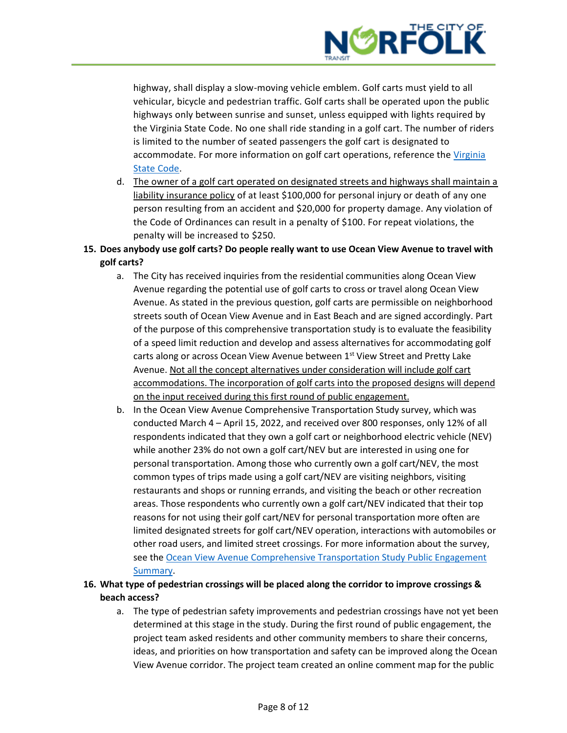highway, shall display a slow-moving vehicle emblem. Golf carts must yield to all vehicular, bicycle and pedestrian traffic. Golf carts shall be operated upon the public highways only between sunrise and sunset, unless equipped with lights required by the Virginia State Code. No one shall ride standing in a golf cart. The number of riders is limited to the number of seated passengers the golf cart is designated to accommodate. For more information on golf cart operations, reference the Virginia State Code.

   d. The owner of a golf cart operated on designated streets and highways shall maintain a liability insurance policy of at least $100,000 for personal injury or death of any one person resulting from an accident and $20,000 for property damage. Any violation of the Code of Ordinances can result in a penalty of $100. For repeat violations, the penalty will be increased to $250.

**15. Does anybody use golf carts? Do people really want to use Ocean View Avenue to travel with golf carts?**

   a. The City has received inquiries from the residential communities along Ocean View Avenue regarding the potential use of golf carts to cross or travel along Ocean View Avenue. As stated in the previous question, golf carts are permissible on neighborhood streets south of Ocean View Avenue and in East Beach and are signed accordingly. Part of the purpose of this comprehensive transportation study is to evaluate the feasibility of a speed limit reduction and develop and assess alternatives for accommodating golf carts along or across Ocean View Avenue between 1st View Street and Pretty Lake Avenue. Not all the concept alternatives under consideration will include golf cart accommodations. The incorporation of golf carts into the proposed designs will depend on the input received during this first round of public engagement.

   b. In the Ocean View Avenue Comprehensive Transportation Study survey, which was conducted March 4 – April 15, 2022, and received over 800 responses, only 12% of all respondents indicated that they own a golf cart or neighborhood electric vehicle (NEV) while another 23% do not own a golf cart/NEV but are interested in using one for personal transportation. Among those who currently own a golf cart/NEV, the most common types of trips made using a golf cart/NEV are visiting neighbors, visiting restaurants and shops or running errands, and visiting the beach or other recreation areas. Those respondents who currently own a golf cart/NEV indicated that their top reasons for not using their golf cart/NEV for personal transportation more often are limited designated streets for golf cart/NEV operation, interactions with automobiles or other road users, and limited street crossings. For more information about the survey, see the Ocean View Avenue Comprehensive Transportation Study Public Engagement Summary.

**16. What type of pedestrian crossings will be placed along the corridor to improve crossings & beach access?**

   a. The type of pedestrian safety improvements and pedestrian crossings have not yet been determined at this stage in the study. During the first round of public engagement, the project team asked residents and other community members to share their concerns, ideas, and priorities on how transportation and safety can be improved along the Ocean View Avenue corridor. The project team created an online comment map for the public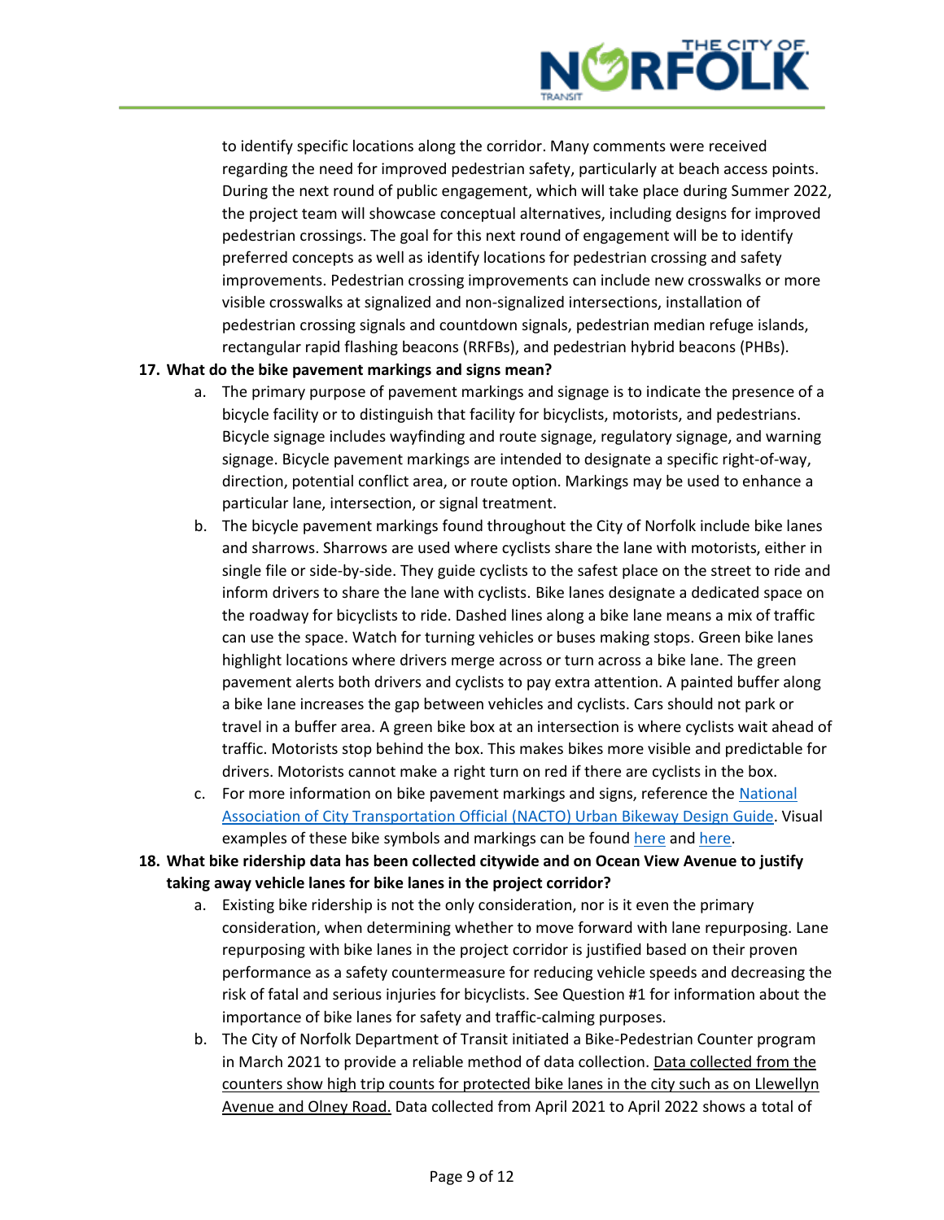to identify specific locations along the corridor. Many comments were received regarding the need for improved pedestrian safety, particularly at beach access points. During the next round of public engagement, which will take place during Summer 2022, the project team will showcase conceptual alternatives, including designs for improved pedestrian crossings. The goal for this next round of engagement will be to identify preferred concepts as well as identify locations for pedestrian crossing and safety improvements. Pedestrian crossing improvements can include new crosswalks or more visible crosswalks at signalized and non-signalized intersections, installation of pedestrian crossing signals and countdown signals, pedestrian median refuge islands, rectangular rapid flashing beacons (RRFBs), and pedestrian hybrid beacons (PHBs).

17. **What do the bike pavement markings and signs mean?**
    a. The primary purpose of pavement markings and signage is to indicate the presence of a bicycle facility or to distinguish that facility for bicyclists, motorists, and pedestrians. Bicycle signage includes wayfinding and route signage, regulatory signage, and warning signage. Bicycle pavement markings are intended to designate a specific right-of-way, direction, potential conflict area, or route option. Markings may be used to enhance a particular lane, intersection, or signal treatment.
    b. The bicycle pavement markings found throughout the City of Norfolk include bike lanes and sharrows. Sharrows are used where cyclists share the lane with motorists, either in single file or side-by-side. They guide cyclists to the safest place on the street to ride and inform drivers to share the lane with cyclists. Bike lanes designate a dedicated space on the roadway for bicyclists to ride. Dashed lines along a bike lane means a mix of traffic can use the space. Watch for turning vehicles or buses making stops. Green bike lanes highlight locations where drivers merge across or turn across a bike lane. The green pavement alerts both drivers and cyclists to pay extra attention. A painted buffer along a bike lane increases the gap between vehicles and cyclists. Cars should not park or travel in a buffer area. A green bike box at an intersection is where cyclists wait ahead of traffic. Motorists stop behind the box. This makes bikes more visible and predictable for drivers. Motorists cannot make a right turn on red if there are cyclists in the box.
    c. For more information on bike pavement markings and signs, reference the National Association of City Transportation Official (NACTO) Urban Bikeway Design Guide. Visual examples of these bike symbols and markings can be found here and here.

18. **What bike ridership data has been collected citywide and on Ocean View Avenue to justify taking away vehicle lanes for bike lanes in the project corridor?**
    a. Existing bike ridership is not the only consideration, nor is it even the primary consideration, when determining whether to move forward with lane repurposing. Lane repurposing with bike lanes in the project corridor is justified based on their proven performance as a safety countermeasure for reducing vehicle speeds and decreasing the risk of fatal and serious injuries for bicyclists. See Question #1 for information about the importance of bike lanes for safety and traffic-calming purposes.
    b. The City of Norfolk Department of Transit initiated a Bike-Pedestrian Counter program in March 2021 to provide a reliable method of data collection. Data collected from the counters show high trip counts for protected bike lanes in the city such as on Llewellyn Avenue and Olney Road. Data collected from April 2021 to April 2022 shows a total of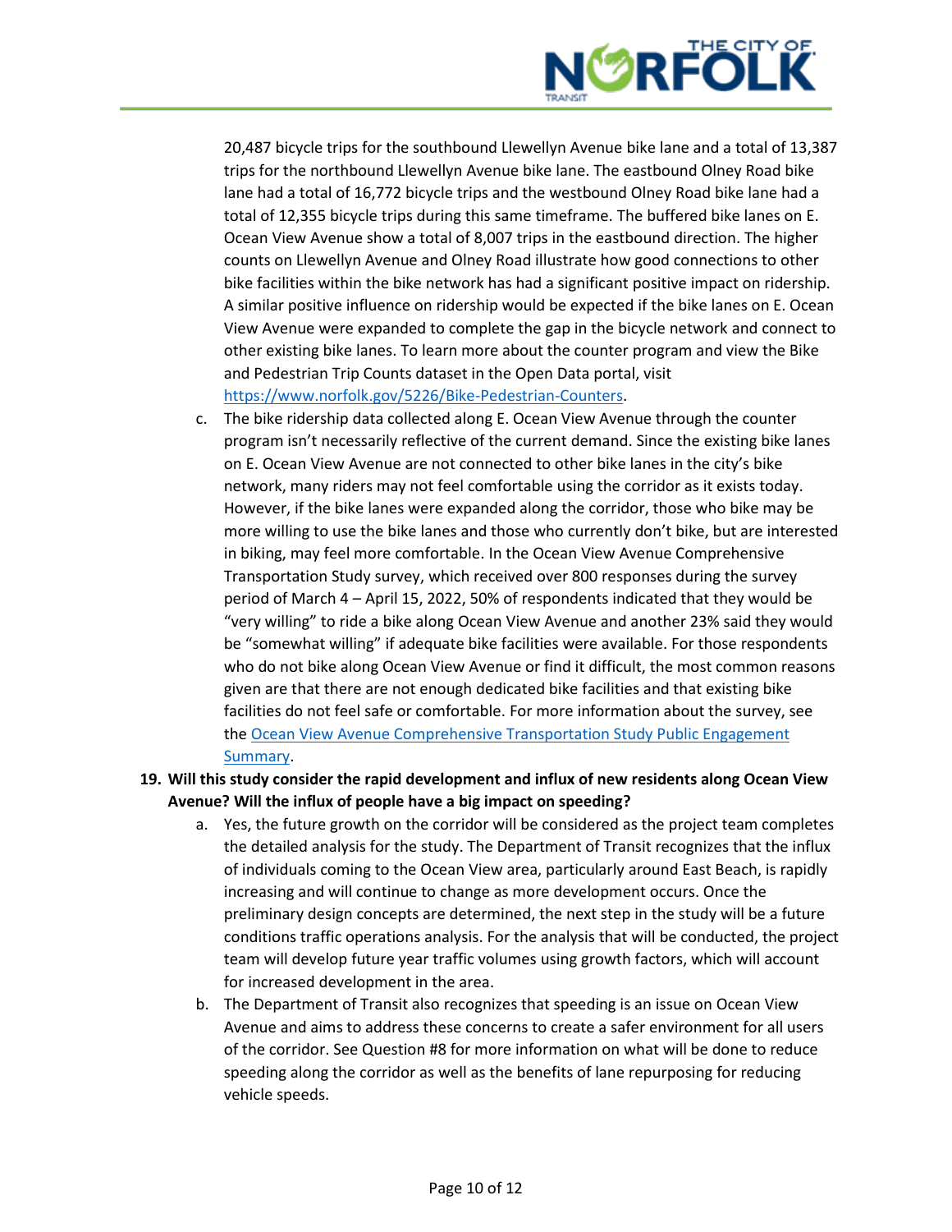20,487 bicycle trips for the southbound Llewellyn Avenue bike lane and a total of 13,387 trips for the northbound Llewellyn Avenue bike lane. The eastbound Olney Road bike lane had a total of 16,772 bicycle trips and the westbound Olney Road bike lane had a total of 12,355 bicycle trips during this same timeframe. The buffered bike lanes on E. Ocean View Avenue show a total of 8,007 trips in the eastbound direction. The higher counts on Llewellyn Avenue and Olney Road illustrate how good connections to other bike facilities within the bike network has had a significant positive impact on ridership. A similar positive influence on ridership would be expected if the bike lanes on E. Ocean View Avenue were expanded to complete the gap in the bicycle network and connect to other existing bike lanes. To learn more about the counter program and view the Bike and Pedestrian Trip Counts dataset in the Open Data portal, visit [https://www.norfolk.gov/5226/Bike-Pedestrian-Counters](https://www.norfolk.gov/5226/Bike-Pedestrian-Counters).

c. The bike ridership data collected along E. Ocean View Avenue through the counter program isn't necessarily reflective of the current demand. Since the existing bike lanes on E. Ocean View Avenue are not connected to other bike lanes in the city's bike network, many riders may not feel comfortable using the corridor as it exists today. However, if the bike lanes were expanded along the corridor, those who bike may be more willing to use the bike lanes and those who currently don't bike, but are interested in biking, may feel more comfortable. In the Ocean View Avenue Comprehensive Transportation Study survey, which received over 800 responses during the survey period of March 4 – April 15, 2022, 50% of respondents indicated that they would be "very willing" to ride a bike along Ocean View Avenue and another 23% said they would be "somewhat willing" if adequate bike facilities were available. For those respondents who do not bike along Ocean View Avenue or find it difficult, the most common reasons given are that there are not enough dedicated bike facilities and that existing bike facilities do not feel safe or comfortable. For more information about the survey, see the Ocean View Avenue Comprehensive Transportation Study Public Engagement Summary.

**19. Will this study consider the rapid development and influx of new residents along Ocean View Avenue? Will the influx of people have a big impact on speeding?**

a. Yes, the future growth on the corridor will be considered as the project team completes the detailed analysis for the study. The Department of Transit recognizes that the influx of individuals coming to the Ocean View area, particularly around East Beach, is rapidly increasing and will continue to change as more development occurs. Once the preliminary design concepts are determined, the next step in the study will be a future conditions traffic operations analysis. For the analysis that will be conducted, the project team will develop future year traffic volumes using growth factors, which will account for increased development in the area.

b. The Department of Transit also recognizes that speeding is an issue on Ocean View Avenue and aims to address these concerns to create a safer environment for all users of the corridor. See Question #8 for more information on what will be done to reduce speeding along the corridor as well as the benefits of lane repurposing for reducing vehicle speeds.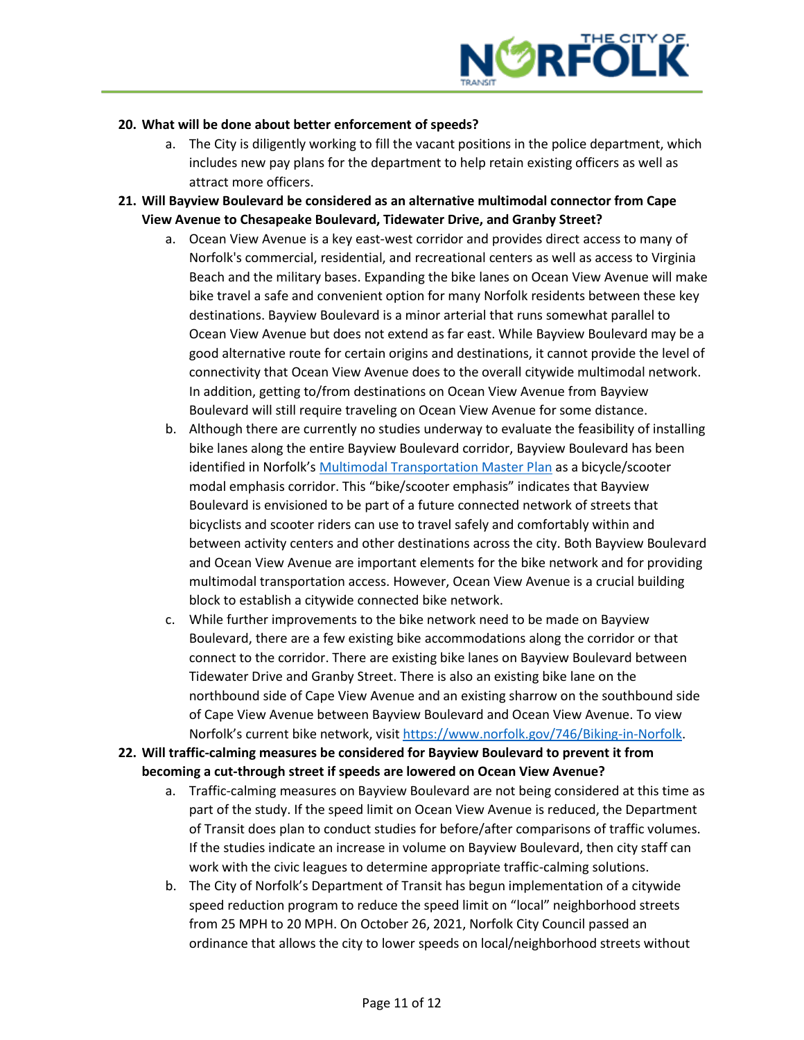20. **What will be done about better enforcement of speeds?**
    a. The City is diligently working to fill the vacant positions in the police department, which includes new pay plans for the department to help retain existing officers as well as attract more officers.

21. **Will Bayview Boulevard be considered as an alternative multimodal connector from Cape View Avenue to Chesapeake Boulevard, Tidewater Drive, and Granby Street?**
    a. Ocean View Avenue is a key east-west corridor and provides direct access to many of Norfolk's commercial, residential, and recreational centers as well as access to Virginia Beach and the military bases. Expanding the bike lanes on Ocean View Avenue will make bike travel a safe and convenient option for many Norfolk residents between these key destinations. Bayview Boulevard is a minor arterial that runs somewhat parallel to Ocean View Avenue but does not extend as far east. While Bayview Boulevard may be a good alternative route for certain origins and destinations, it cannot provide the level of connectivity that Ocean View Avenue does to the overall citywide multimodal network. In addition, getting to/from destinations on Ocean View Avenue from Bayview Boulevard will still require traveling on Ocean View Avenue for some distance.
    b. Although there are currently no studies underway to evaluate the feasibility of installing bike lanes along the entire Bayview Boulevard corridor, Bayview Boulevard has been identified in Norfolk's Multimodal Transportation Master Plan as a bicycle/scooter modal emphasis corridor. This "bike/scooter emphasis" indicates that Bayview Boulevard is envisioned to be part of a future connected network of streets that bicyclists and scooter riders can use to travel safely and comfortably within and between activity centers and other destinations across the city. Both Bayview Boulevard and Ocean View Avenue are important elements for the bike network and for providing multimodal transportation access. However, Ocean View Avenue is a crucial building block to establish a citywide connected bike network.
    c. While further improvements to the bike network need to be made on Bayview Boulevard, there are a few existing bike accommodations along the corridor or that connect to the corridor. There are existing bike lanes on Bayview Boulevard between Tidewater Drive and Granby Street. There is also an existing bike lane on the northbound side of Cape View Avenue and an existing sharrow on the southbound side of Cape View Avenue between Bayview Boulevard and Ocean View Avenue. To view Norfolk's current bike network, visit https://www.norfolk.gov/746/Biking-in-Norfolk.

22. **Will traffic-calming measures be considered for Bayview Boulevard to prevent it from becoming a cut-through street if speeds are lowered on Ocean View Avenue?**
    a. Traffic-calming measures on Bayview Boulevard are not being considered at this time as part of the study. If the speed limit on Ocean View Avenue is reduced, the Department of Transit does plan to conduct studies for before/after comparisons of traffic volumes. If the studies indicate an increase in volume on Bayview Boulevard, then city staff can work with the civic leagues to determine appropriate traffic-calming solutions.
    b. The City of Norfolk's Department of Transit has begun implementation of a citywide speed reduction program to reduce the speed limit on "local" neighborhood streets from 25 MPH to 20 MPH. On October 26, 2021, Norfolk City Council passed an ordinance that allows the city to lower speeds on local/neighborhood streets without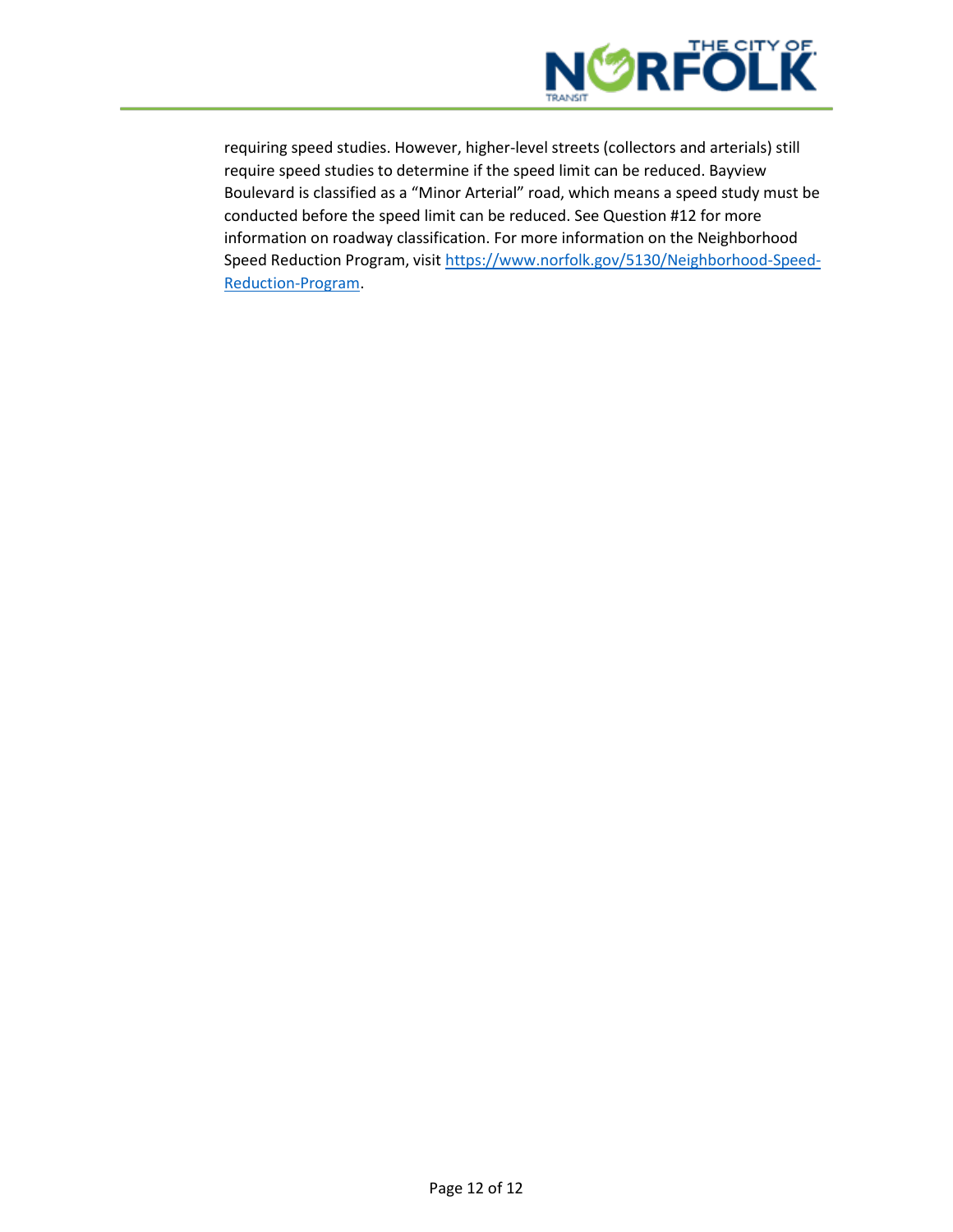requiring speed studies. However, higher-level streets (collectors and arterials) still require speed studies to determine if the speed limit can be reduced. Bayview Boulevard is classified as a "Minor Arterial" road, which means a speed study must be conducted before the speed limit can be reduced. See Question #12 for more information on roadway classification. For more information on the Neighborhood Speed Reduction Program, visit [https://www.norfolk.gov/5130/Neighborhood-Speed-Reduction-Program](https://www.norfolk.gov/5130/Neighborhood-Speed-Reduction-Program).